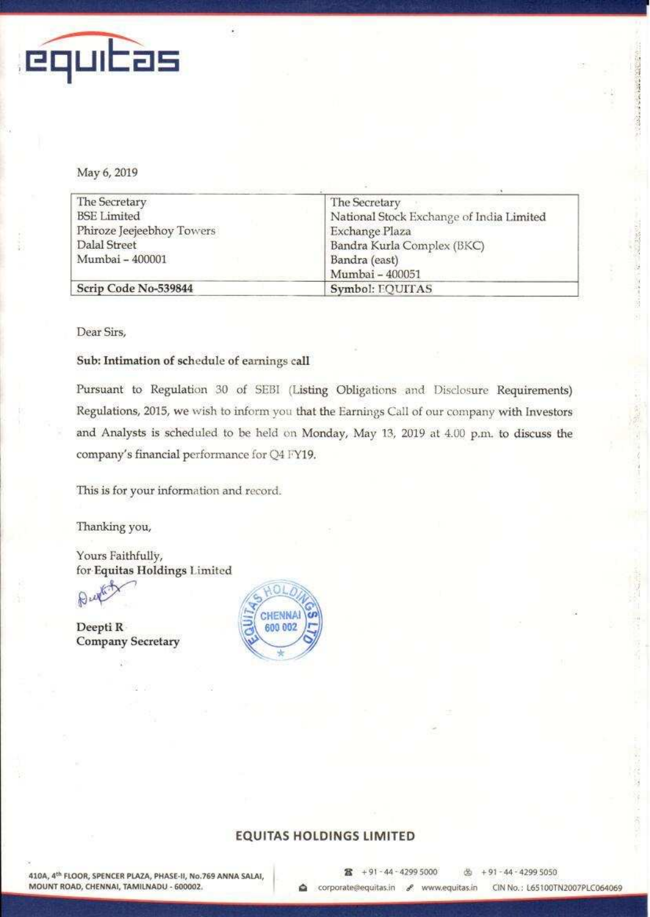May 6, 2019

| The Secretary<br>BSE Limited<br>Phiroze Jeejeebhoy Towers<br>Dalal Street<br>Mumbai – 400001 | The Secretary<br>National Stock Exchange of India Limited<br>Exchange Plaza<br>Bandra Kurla Complex (BKC)<br>Bandra (east)<br>Mumbai – 400051 |
|---|---|
| **Scrip Code No-539844** | **Symbol: EQUITAS** |

Dear Sirs,

**Sub: Intimation of schedule of earnings call**

Pursuant to Regulation 30 of SEBI (Listing Obligations and Disclosure Requirements) Regulations, 2015, we wish to inform you that the Earnings Call of our company with Investors and Analysts is scheduled to be held on Monday, May 13, 2019 at 4.00 p.m. to discuss the company's financial performance for Q4 FY19.

This is for your information and record.

Thanking you,

Yours Faithfully,
for **Equitas Holdings** Limited

**Deepti R**
**Company Secretary**

**EQUITAS HOLDINGS LIMITED**

410A, 4th FLOOR, SPENCER PLAZA, PHASE-II, No.769 ANNA SALAI, MOUNT ROAD, CHENNAI, TAMILNADU - 600002.

+91 - 44 - 4299 5000 | +91 - 44 - 4299 5050 | corporate@equitas.in | www.equitas.in | CIN No.: L65100TN2007PLC064069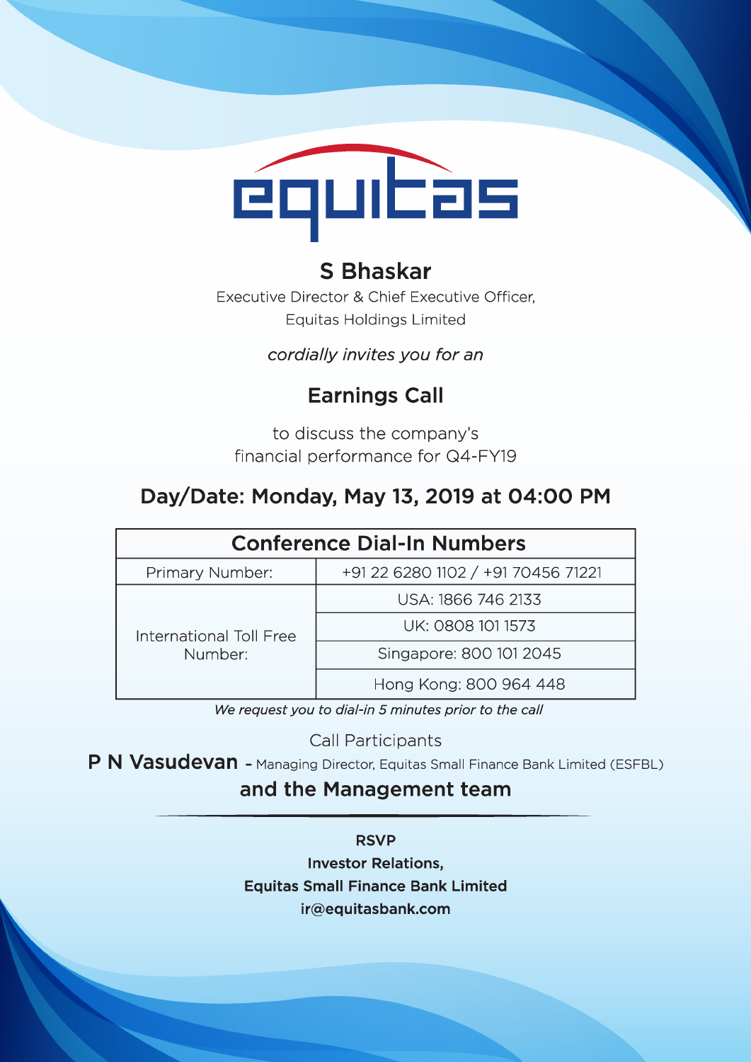# equitas

## S Bhaskar

Executive Director & Chief Executive Officer,
Equitas Holdings Limited

*cordially invites you for an*

## Earnings Call

to discuss the company's
financial performance for Q4-FY19

### Day/Date: Monday, May 13, 2019 at 04:00 PM

| Conference Dial-In Numbers | |
|---|---|
| Primary Number: | +91 22 6280 1102 / +91 70456 71221 |
| International Toll Free Number: | USA: 1866 746 2133 |
| | UK: 0808 101 1573 |
| | Singapore: 800 101 2045 |
| | Hong Kong: 800 964 448 |

*We request you to dial-in 5 minutes prior to the call*

Call Participants

**P N Vasudevan** - Managing Director, Equitas Small Finance Bank Limited (ESFBL)

**and the Management team**

**RSVP**
**Investor Relations,**
**Equitas Small Finance Bank Limited**
**ir@equitasbank.com**